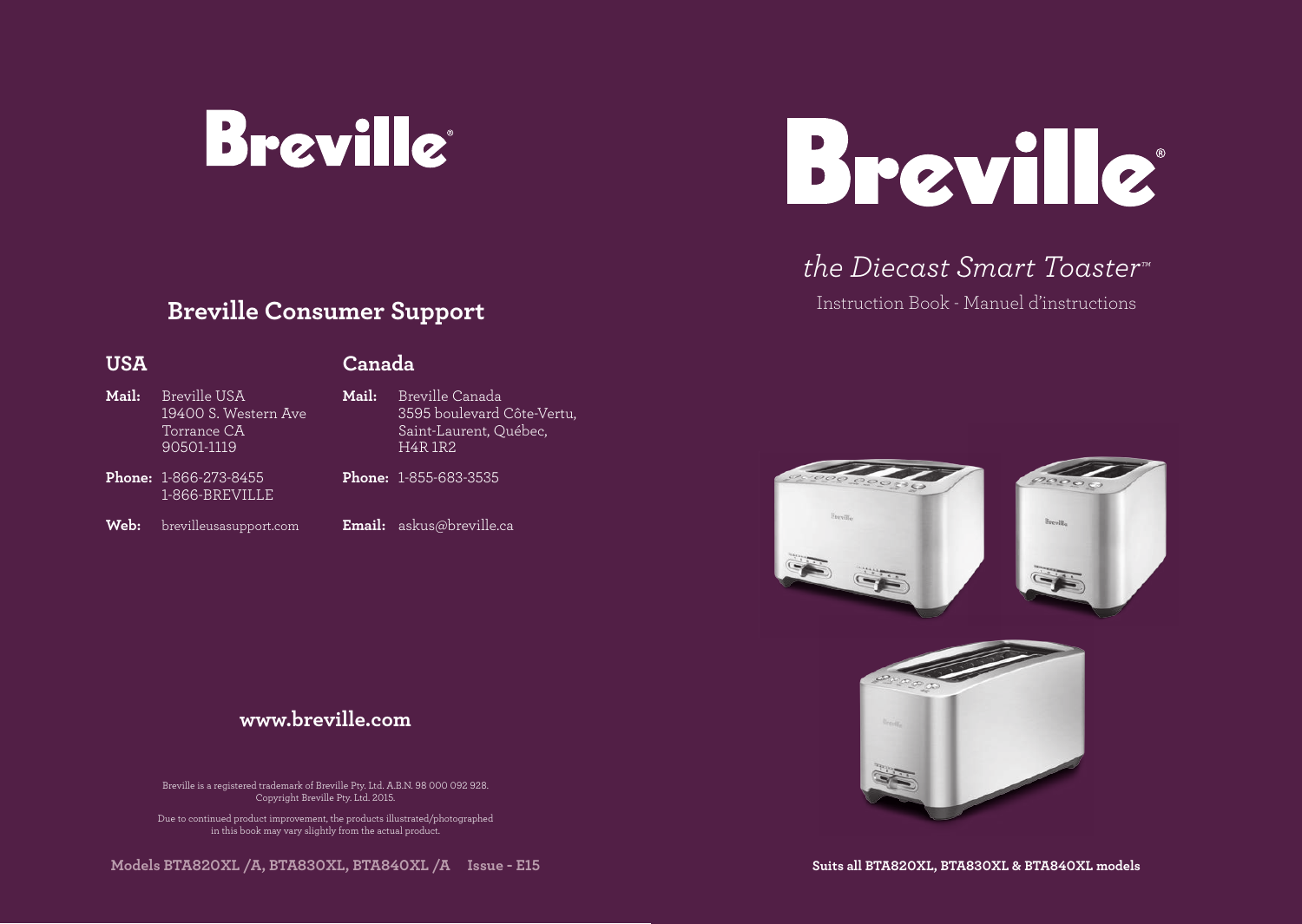# Breville

## Breville Consumer Support

### USA

**Mail:** Breville USA
19400 S. Western Ave
Torrance CA
90501-1119

**Phone:** 1-866-273-8455
1-866-BREVILLE

**Web:** brevilleusasupport.com

### Canada

**Mail:** Breville Canada
3595 boulevard Côte-Vertu,
Saint-Laurent, Québec,
H4R 1R2

**Phone:** 1-855-683-3535

**Email:** askus@breville.ca

**www.breville.com**

Breville is a registered trademark of Breville Pty. Ltd. A.B.N. 98 000 092 928.
Copyright Breville Pty. Ltd. 2015.

Due to continued product improvement, the products illustrated/photographed in this book may vary slightly from the actual product.

**Models BTA820XL /A, BTA830XL, BTA840XL /A Issue - E15**

# Breville

*the Diecast Smart Toaster™*

Instruction Book - Manuel d'instructions

**Suits all BTA820XL, BTA830XL & BTA840XL models**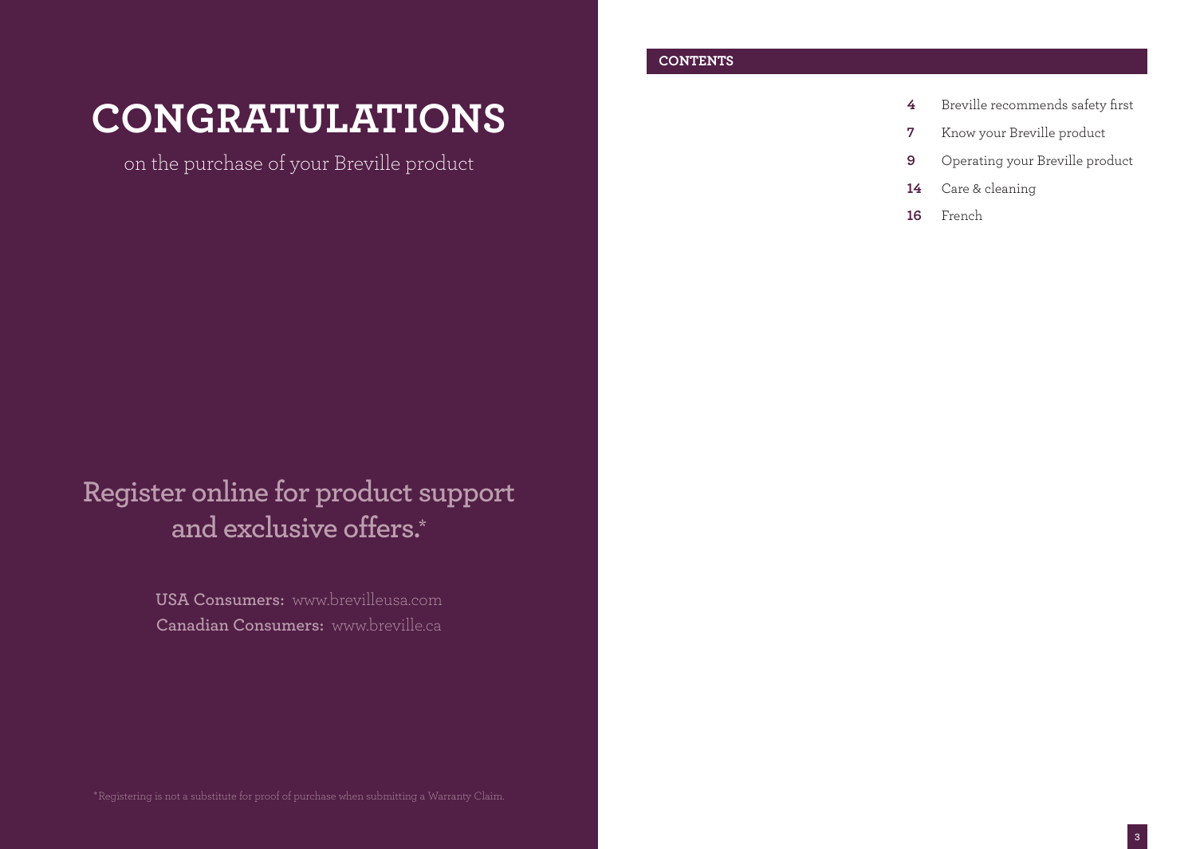# CONGRATULATIONS

on the purchase of your Breville product

## Register online for product support and exclusive offers.*

**USA Consumers:** www.brevilleusa.com
**Canadian Consumers:** www.breville.ca

*Registering is not a substitute for proof of purchase when submitting a Warranty Claim.

## CONTENTS

| | |
|---|---|
| **4** | Breville recommends safety first |
| **7** | Know your Breville product |
| **9** | Operating your Breville product |
| **14** | Care & cleaning |
| **16** | French |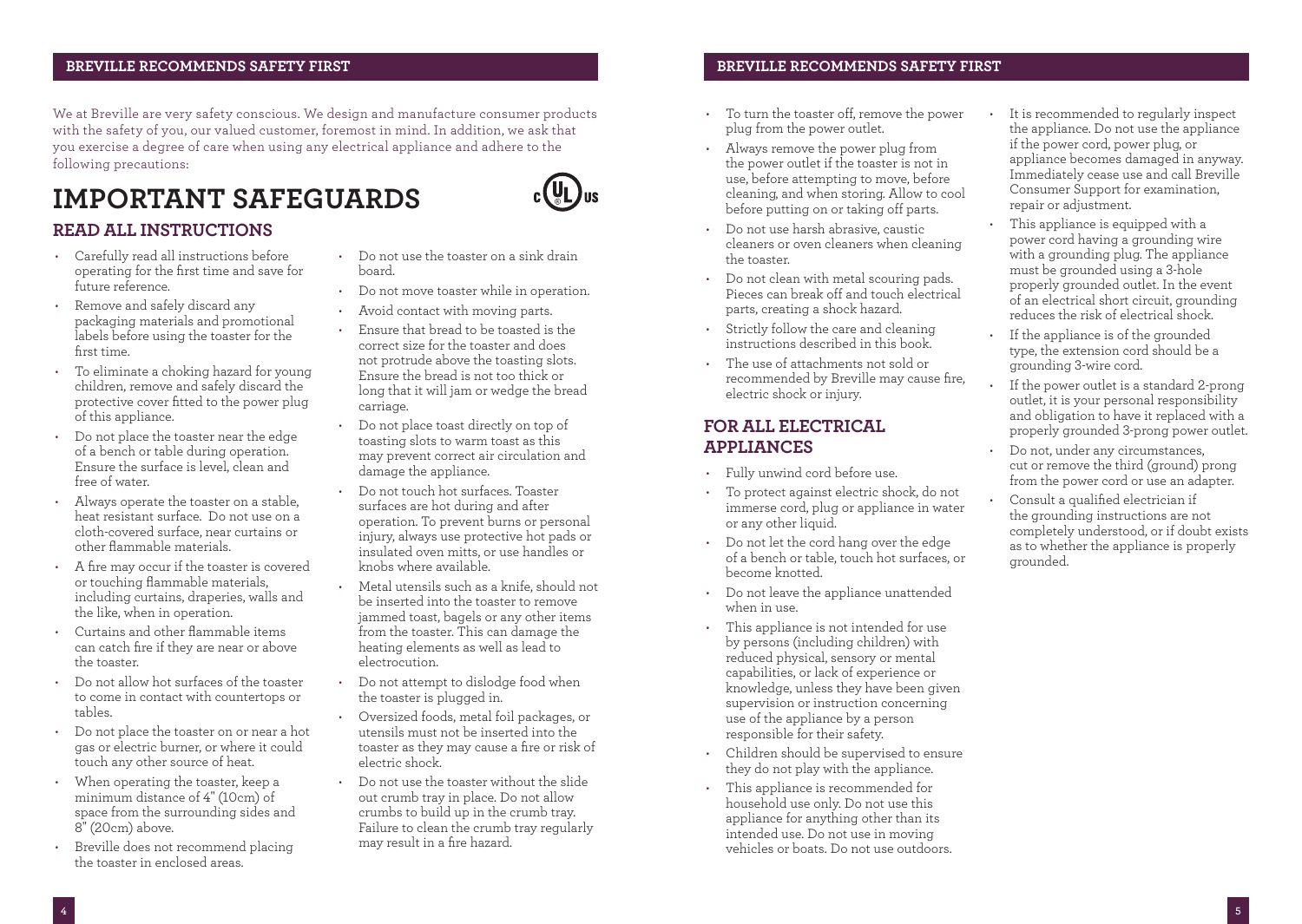## BREVILLE RECOMMENDS SAFETY FIRST

We at Breville are very safety conscious. We design and manufacture consumer products with the safety of you, our valued customer, foremost in mind. In addition, we ask that you exercise a degree of care when using any electrical appliance and adhere to the following precautions:

# IMPORTANT SAFEGUARDS

## READ ALL INSTRUCTIONS

- Carefully read all instructions before operating for the first time and save for future reference.
- Remove and safely discard any packaging materials and promotional labels before using the toaster for the first time.
- To eliminate a choking hazard for young children, remove and safely discard the protective cover fitted to the power plug of this appliance.
- Do not place the toaster near the edge of a bench or table during operation. Ensure the surface is level, clean and free of water.
- Always operate the toaster on a stable, heat resistant surface. Do not use on a cloth-covered surface, near curtains or other flammable materials.
- A fire may occur if the toaster is covered or touching flammable materials, including curtains, draperies, walls and the like, when in operation.
- Curtains and other flammable items can catch fire if they are near or above the toaster.
- Do not allow hot surfaces of the toaster to come in contact with countertops or tables.
- Do not place the toaster on or near a hot gas or electric burner, or where it could touch any other source of heat.
- When operating the toaster, keep a minimum distance of 4" (10cm) of space from the surrounding sides and 8" (20cm) above.
- Breville does not recommend placing the toaster in enclosed areas.
- Do not use the toaster on a sink drain board.
- Do not move toaster while in operation.
- Avoid contact with moving parts.
- Ensure that bread to be toasted is the correct size for the toaster and does not protrude above the toasting slots. Ensure the bread is not too thick or long that it will jam or wedge the bread carriage.
- Do not place toast directly on top of toasting slots to warm toast as this may prevent correct air circulation and damage the appliance.
- Do not touch hot surfaces. Toaster surfaces are hot during and after operation. To prevent burns or personal injury, always use protective hot pads or insulated oven mitts, or use handles or knobs where available.
- Metal utensils such as a knife, should not be inserted into the toaster to remove jammed toast, bagels or any other items from the toaster. This can damage the heating elements as well as lead to electrocution.
- Do not attempt to dislodge food when the toaster is plugged in.
- Oversized foods, metal foil packages, or utensils must not be inserted into the toaster as they may cause a fire or risk of electric shock.
- Do not use the toaster without the slide out crumb tray in place. Do not allow crumbs to build up in the crumb tray. Failure to clean the crumb tray regularly may result in a fire hazard.
- To turn the toaster off, remove the power plug from the power outlet.
- Always remove the power plug from the power outlet if the toaster is not in use, before attempting to move, before cleaning, and when storing. Allow to cool before putting on or taking off parts.
- Do not use harsh abrasive, caustic cleaners or oven cleaners when cleaning the toaster.
- Do not clean with metal scouring pads. Pieces can break off and touch electrical parts, creating a shock hazard.
- Strictly follow the care and cleaning instructions described in this book.
- The use of attachments not sold or recommended by Breville may cause fire, electric shock or injury.

## FOR ALL ELECTRICAL APPLIANCES

- Fully unwind cord before use.
- To protect against electric shock, do not immerse cord, plug or appliance in water or any other liquid.
- Do not let the cord hang over the edge of a bench or table, touch hot surfaces, or become knotted.
- Do not leave the appliance unattended when in use.
- This appliance is not intended for use by persons (including children) with reduced physical, sensory or mental capabilities, or lack of experience or knowledge, unless they have been given supervision or instruction concerning use of the appliance by a person responsible for their safety.
- Children should be supervised to ensure they do not play with the appliance.
- This appliance is recommended for household use only. Do not use this appliance for anything other than its intended use. Do not use in moving vehicles or boats. Do not use outdoors.
- It is recommended to regularly inspect the appliance. Do not use the appliance if the power cord, power plug, or appliance becomes damaged in anyway. Immediately cease use and call Breville Consumer Support for examination, repair or adjustment.
- This appliance is equipped with a power cord having a grounding wire with a grounding plug. The appliance must be grounded using a 3-hole properly grounded outlet. In the event of an electrical short circuit, grounding reduces the risk of electrical shock.
- If the appliance is of the grounded type, the extension cord should be a grounding 3-wire cord.
- If the power outlet is a standard 2-prong outlet, it is your personal responsibility and obligation to have it replaced with a properly grounded 3-prong power outlet.
- Do not, under any circumstances, cut or remove the third (ground) prong from the power cord or use an adapter.
- Consult a qualified electrician if the grounding instructions are not completely understood, or if doubt exists as to whether the appliance is properly grounded.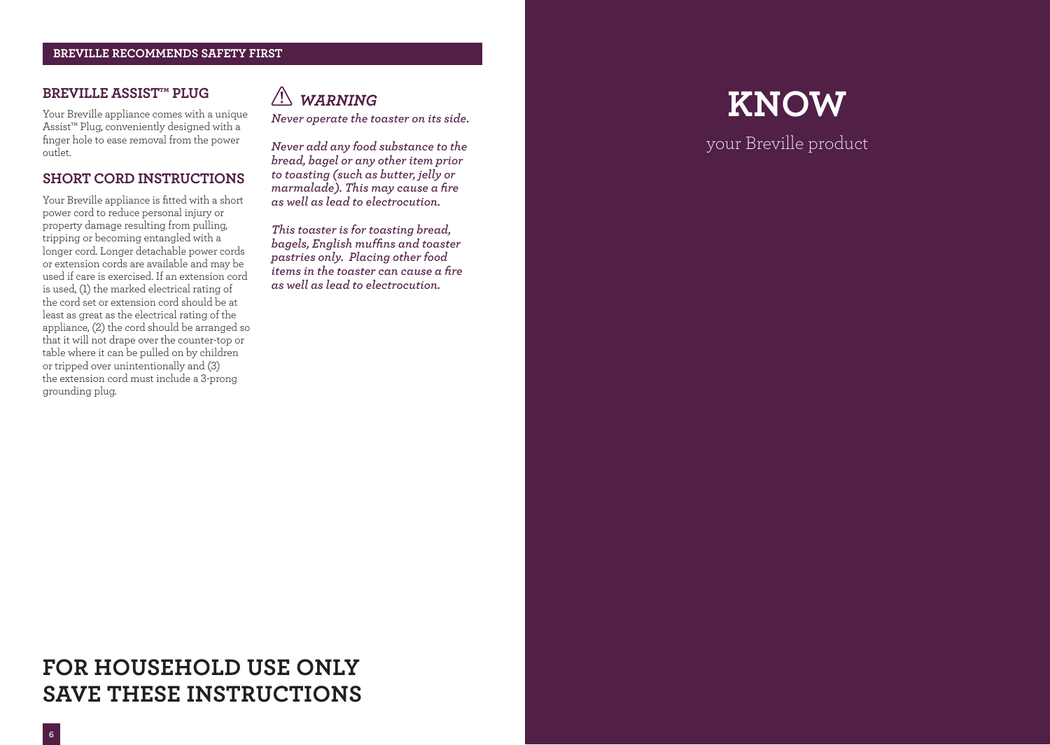## BREVILLE RECOMMENDS SAFETY FIRST

### BREVILLE ASSIST™ PLUG

Your Breville appliance comes with a unique Assist™ Plug, conveniently designed with a finger hole to ease removal from the power outlet.

### SHORT CORD INSTRUCTIONS

Your Breville appliance is fitted with a short power cord to reduce personal injury or property damage resulting from pulling, tripping or becoming entangled with a longer cord. Longer detachable power cords or extension cords are available and may be used if care is exercised. If an extension cord is used, (1) the marked electrical rating of the cord set or extension cord should be at least as great as the electrical rating of the appliance, (2) the cord should be arranged so that it will not drape over the counter-top or table where it can be pulled on by children or tripped over unintentionally and (3) the extension cord must include a 3-prong grounding plug.

### ⚠ *WARNING*

***Never operate the toaster on its side.***

***Never add any food substance to the bread, bagel or any other item prior to toasting (such as butter, jelly or marmalade). This may cause a fire as well as lead to electrocution.***

***This toaster is for toasting bread, bagels, English muffins and toaster pastries only. Placing other food items in the toaster can cause a fire as well as lead to electrocution.***

## FOR HOUSEHOLD USE ONLY
## SAVE THESE INSTRUCTIONS

# KNOW

your Breville product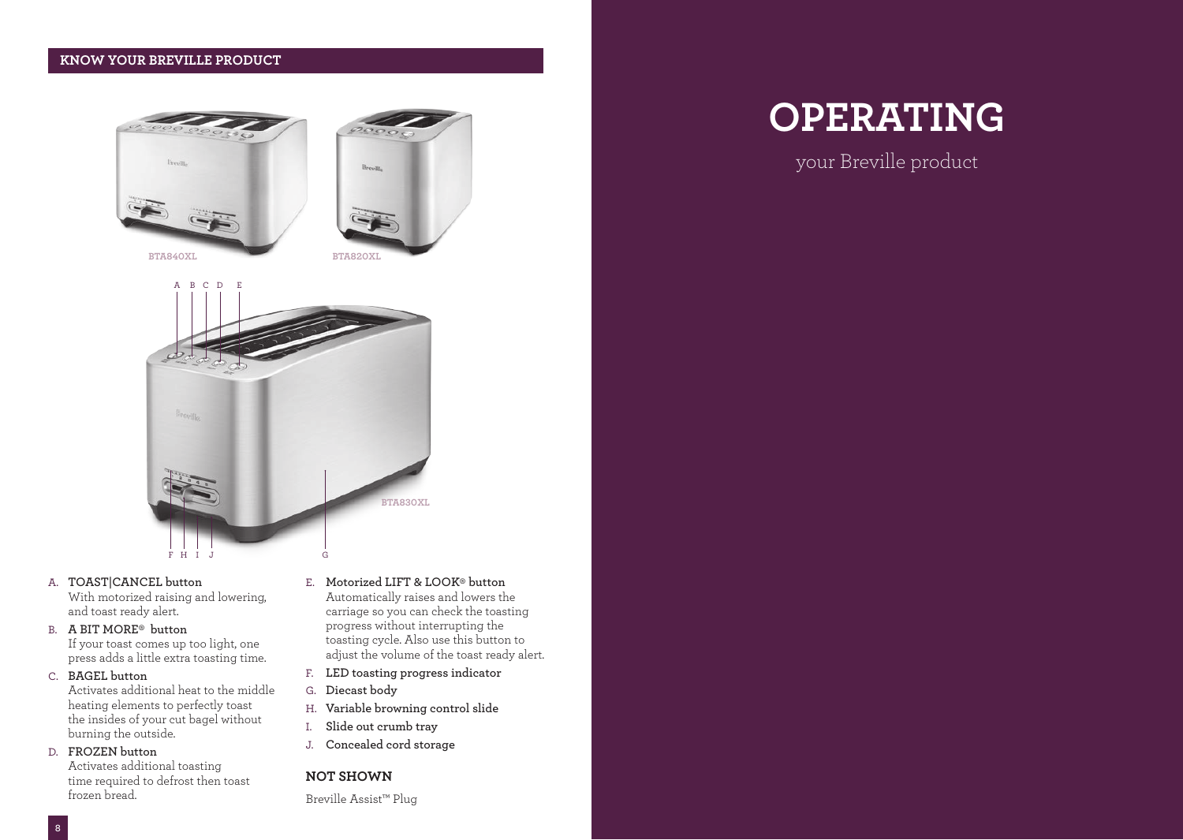## KNOW YOUR BREVILLE PRODUCT

BTA840XL

BTA820XL

BTA830XL

A. **TOAST|CANCEL button**
With motorized raising and lowering, and toast ready alert.

B. **A BIT MORE® button**
If your toast comes up too light, one press adds a little extra toasting time.

C. **BAGEL button**
Activates additional heat to the middle heating elements to perfectly toast the insides of your cut bagel without burning the outside.

D. **FROZEN button**
Activates additional toasting time required to defrost then toast frozen bread.

E. **Motorized LIFT & LOOK® button**
Automatically raises and lowers the carriage so you can check the toasting progress without interrupting the toasting cycle. Also use this button to adjust the volume of the toast ready alert.

F. **LED toasting progress indicator**

G. **Diecast body**

H. **Variable browning control slide**

I. **Slide out crumb tray**

J. **Concealed cord storage**

### NOT SHOWN

Breville Assist™ Plug

# OPERATING

your Breville product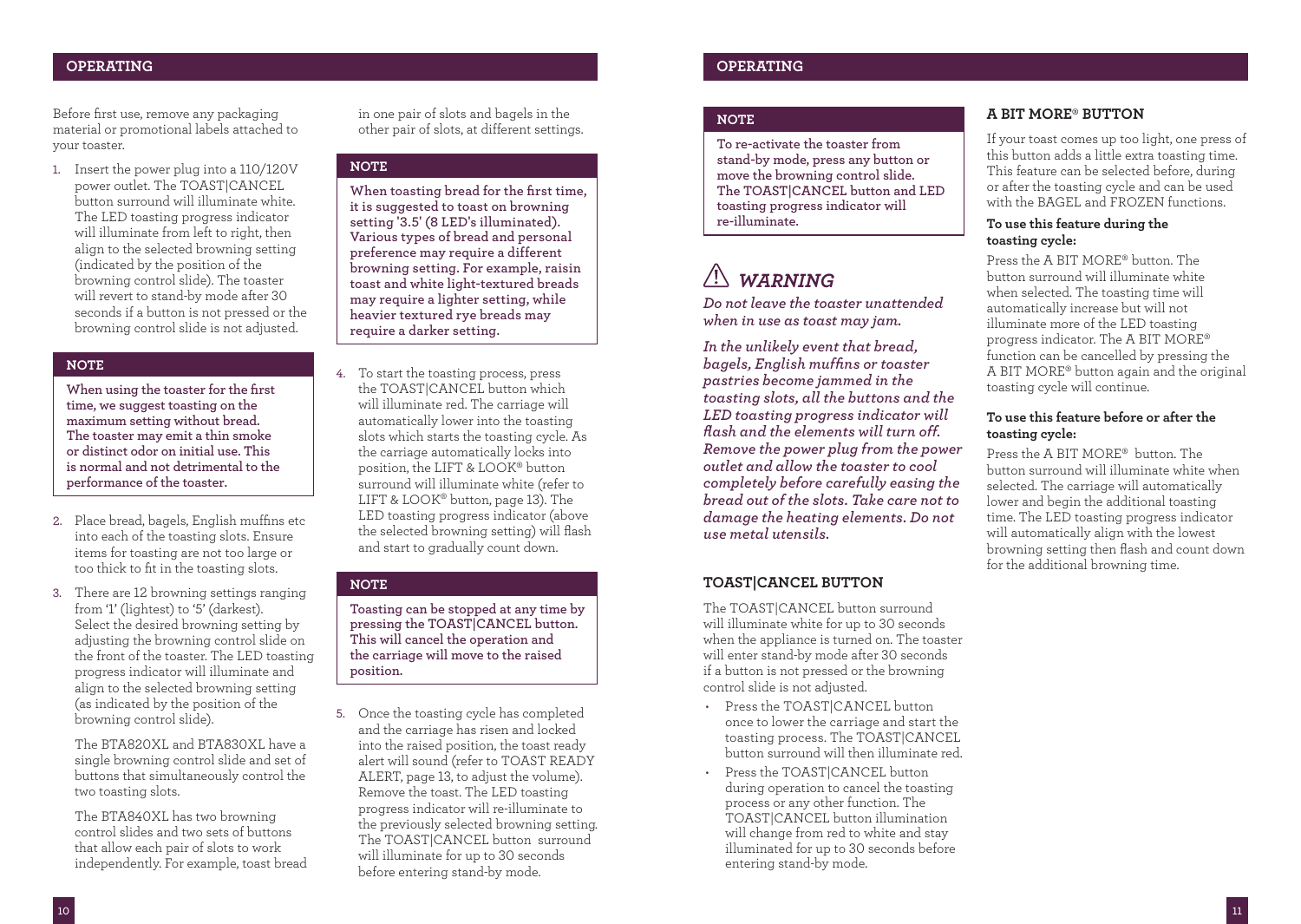## OPERATING

Before first use, remove any packaging material or promotional labels attached to your toaster.

1. Insert the power plug into a 110/120V power outlet. The TOAST|CANCEL button surround will illuminate white. The LED toasting progress indicator will illuminate from left to right, then align to the selected browning setting (indicated by the position of the browning control slide). The toaster will revert to stand-by mode after 30 seconds if a button is not pressed or the browning control slide is not adjusted.

**NOTE**

**When using the toaster for the first time, we suggest toasting on the maximum setting without bread. The toaster may emit a thin smoke or distinct odor on initial use. This is normal and not detrimental to the performance of the toaster.**

2. Place bread, bagels, English muffins etc into each of the toasting slots. Ensure items for toasting are not too large or too thick to fit in the toasting slots.
3. There are 12 browning settings ranging from '1' (lightest) to '5' (darkest). Select the desired browning setting by adjusting the browning control slide on the front of the toaster. The LED toasting progress indicator will illuminate and align to the selected browning setting (as indicated by the position of the browning control slide).

   The BTA820XL and BTA830XL have a single browning control slide and set of buttons that simultaneously control the two toasting slots.

   The BTA840XL has two browning control slides and two sets of buttons that allow each pair of slots to work independently. For example, toast bread in one pair of slots and bagels in the other pair of slots, at different settings.

**NOTE**

**When toasting bread for the first time, it is suggested to toast on browning setting '3.5' (8 LED's illuminated). Various types of bread and personal preference may require a different browning setting. For example, raisin toast and white light-textured breads may require a lighter setting, while heavier textured rye breads may require a darker setting.**

4. To start the toasting process, press the TOAST|CANCEL button which will illuminate red. The carriage will automatically lower into the toasting slots which starts the toasting cycle. As the carriage automatically locks into position, the LIFT & LOOK® button surround will illuminate white (refer to LIFT & LOOK® button, page 13). The LED toasting progress indicator (above the selected browning setting) will flash and start to gradually count down.

**NOTE**

**Toasting can be stopped at any time by pressing the TOAST|CANCEL button. This will cancel the operation and the carriage will move to the raised position.**

5. Once the toasting cycle has completed and the carriage has risen and locked into the raised position, the toast ready alert will sound (refer to TOAST READY ALERT, page 13, to adjust the volume). Remove the toast. The LED toasting progress indicator will re-illuminate to the previously selected browning setting. The TOAST|CANCEL button surround will illuminate for up to 30 seconds before entering stand-by mode.

**NOTE**

**To re-activate the toaster from stand-by mode, press any button or move the browning control slide. The TOAST|CANCEL button and LED toasting progress indicator will re-illuminate.**

### ⚠ *WARNING*

***Do not leave the toaster unattended when in use as toast may jam.***

***In the unlikely event that bread, bagels, English muffins or toaster pastries become jammed in the toasting slots, all the buttons and the LED toasting progress indicator will flash and the elements will turn off. Remove the power plug from the power outlet and allow the toaster to cool completely before carefully easing the bread out of the slots. Take care not to damage the heating elements. Do not use metal utensils.***

### TOAST|CANCEL BUTTON

The TOAST|CANCEL button surround will illuminate white for up to 30 seconds when the appliance is turned on. The toaster will enter stand-by mode after 30 seconds if a button is not pressed or the browning control slide is not adjusted.

- Press the TOAST|CANCEL button once to lower the carriage and start the toasting process. The TOAST|CANCEL button surround will then illuminate red.
- Press the TOAST|CANCEL button during operation to cancel the toasting process or any other function. The TOAST|CANCEL button illumination will change from red to white and stay illuminated for up to 30 seconds before entering stand-by mode.

### A BIT MORE® BUTTON

If your toast comes up too light, one press of this button adds a little extra toasting time. This feature can be selected before, during or after the toasting cycle and can be used with the BAGEL and FROZEN functions.

**To use this feature during the toasting cycle:**

Press the A BIT MORE® button. The button surround will illuminate white when selected. The toasting time will automatically increase but will not illuminate more of the LED toasting progress indicator. The A BIT MORE® function can be cancelled by pressing the A BIT MORE® button again and the original toasting cycle will continue.

**To use this feature before or after the toasting cycle:**

Press the A BIT MORE® button. The button surround will illuminate white when selected. The carriage will automatically lower and begin the additional toasting time. The LED toasting progress indicator will automatically align with the lowest browning setting then flash and count down for the additional browning time.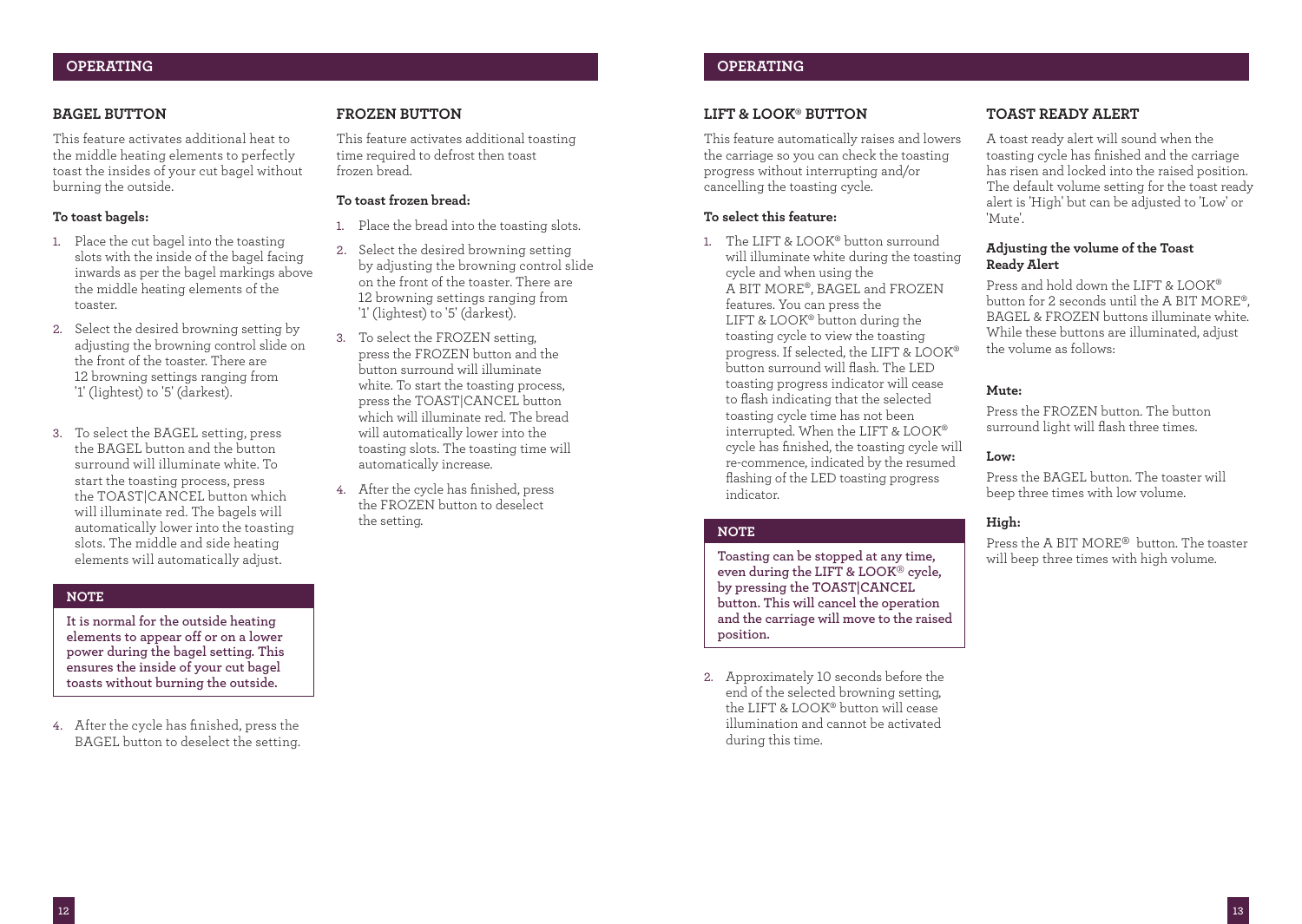## OPERATING

### BAGEL BUTTON

This feature activates additional heat to the middle heating elements to perfectly toast the insides of your cut bagel without burning the outside.

**To toast bagels:**

1. Place the cut bagel into the toasting slots with the inside of the bagel facing inwards as per the bagel markings above the middle heating elements of the toaster.
2. Select the desired browning setting by adjusting the browning control slide on the front of the toaster. There are 12 browning settings ranging from '1' (lightest) to '5' (darkest).
3. To select the BAGEL setting, press the BAGEL button and the button surround will illuminate white. To start the toasting process, press the TOAST|CANCEL button which will illuminate red. The bagels will automatically lower into the toasting slots. The middle and side heating elements will automatically adjust.

> **NOTE**
>
> **It is normal for the outside heating elements to appear off or on a lower power during the bagel setting. This ensures the inside of your cut bagel toasts without burning the outside.**

4. After the cycle has finished, press the BAGEL button to deselect the setting.

### FROZEN BUTTON

This feature activates additional toasting time required to defrost then toast frozen bread.

**To toast frozen bread:**

1. Place the bread into the toasting slots.
2. Select the desired browning setting by adjusting the browning control slide on the front of the toaster. There are 12 browning settings ranging from '1' (lightest) to '5' (darkest).
3. To select the FROZEN setting, press the FROZEN button and the button surround will illuminate white. To start the toasting process, press the TOAST|CANCEL button which will illuminate red. The bread will automatically lower into the toasting slots. The toasting time will automatically increase.
4. After the cycle has finished, press the FROZEN button to deselect the setting.

## OPERATING

### LIFT & LOOK® BUTTON

This feature automatically raises and lowers the carriage so you can check the toasting progress without interrupting and/or cancelling the toasting cycle.

**To select this feature:**

1. The LIFT & LOOK® button surround will illuminate white during the toasting cycle and when using the A BIT MORE®, BAGEL and FROZEN features. You can press the LIFT & LOOK® button during the toasting cycle to view the toasting progress. If selected, the LIFT & LOOK® button surround will flash. The LED toasting progress indicator will cease to flash indicating that the selected toasting cycle time has not been interrupted. When the LIFT & LOOK® cycle has finished, the toasting cycle will re-commence, indicated by the resumed flashing of the LED toasting progress indicator.

> **NOTE**
>
> **Toasting can be stopped at any time, even during the LIFT & LOOK® cycle, by pressing the TOAST|CANCEL button. This will cancel the operation and the carriage will move to the raised position.**

2. Approximately 10 seconds before the end of the selected browning setting, the LIFT & LOOK® button will cease illumination and cannot be activated during this time.

### TOAST READY ALERT

A toast ready alert will sound when the toasting cycle has finished and the carriage has risen and locked into the raised position. The default volume setting for the toast ready alert is 'High' but can be adjusted to 'Low' or 'Mute'.

**Adjusting the volume of the Toast Ready Alert**

Press and hold down the LIFT & LOOK® button for 2 seconds until the A BIT MORE®, BAGEL & FROZEN buttons illuminate white. While these buttons are illuminated, adjust the volume as follows:

**Mute:**

Press the FROZEN button. The button surround light will flash three times.

**Low:**

Press the BAGEL button. The toaster will beep three times with low volume.

**High:**

Press the A BIT MORE® button. The toaster will beep three times with high volume.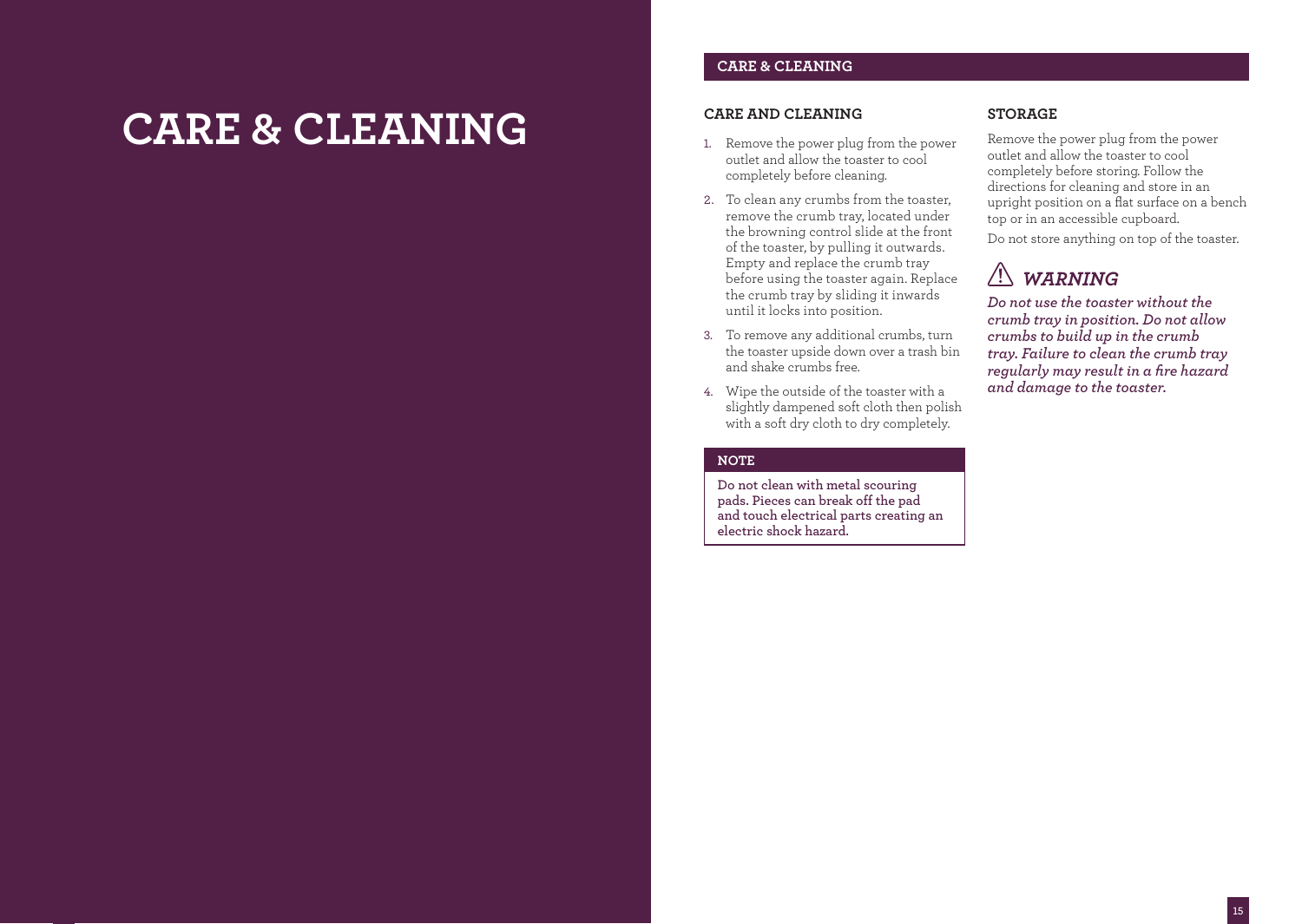# CARE & CLEANING

## CARE AND CLEANING

1. Remove the power plug from the power outlet and allow the toaster to cool completely before cleaning.
2. To clean any crumbs from the toaster, remove the crumb tray, located under the browning control slide at the front of the toaster, by pulling it outwards. Empty and replace the crumb tray before using the toaster again. Replace the crumb tray by sliding it inwards until it locks into position.
3. To remove any additional crumbs, turn the toaster upside down over a trash bin and shake crumbs free.
4. Wipe the outside of the toaster with a slightly dampened soft cloth then polish with a soft dry cloth to dry completely.

**NOTE**

**Do not clean with metal scouring pads. Pieces can break off the pad and touch electrical parts creating an electric shock hazard.**

## STORAGE

Remove the power plug from the power outlet and allow the toaster to cool completely before storing. Follow the directions for cleaning and store in an upright position on a flat surface on a bench top or in an accessible cupboard.

Do not store anything on top of the toaster.

### ⚠ *WARNING*

***Do not use the toaster without the crumb tray in position. Do not allow crumbs to build up in the crumb tray. Failure to clean the crumb tray regularly may result in a fire hazard and damage to the toaster.***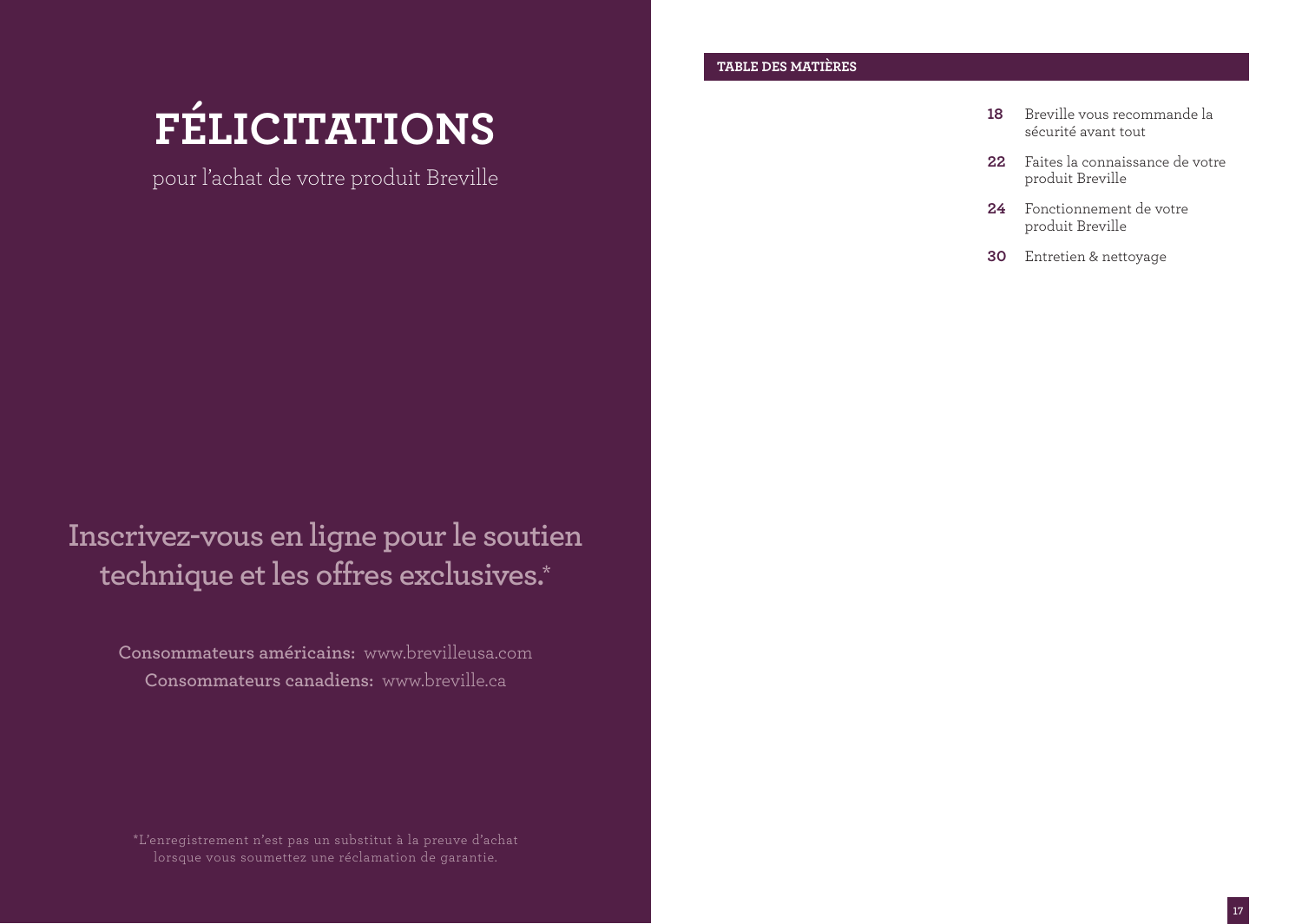# FÉLICITATIONS

pour l'achat de votre produit Breville

## Inscrivez-vous en ligne pour le soutien technique et les offres exclusives.*

**Consommateurs américains:** www.brevilleusa.com
**Consommateurs canadiens:** www.breville.ca

*L'enregistrement n'est pas un substitut à la preuve d'achat lorsque vous soumettez une réclamation de garantie.

## TABLE DES MATIÈRES

**18** Breville vous recommande la sécurité avant tout

**22** Faites la connaissance de votre produit Breville

**24** Fonctionnement de votre produit Breville

**30** Entretien & nettoyage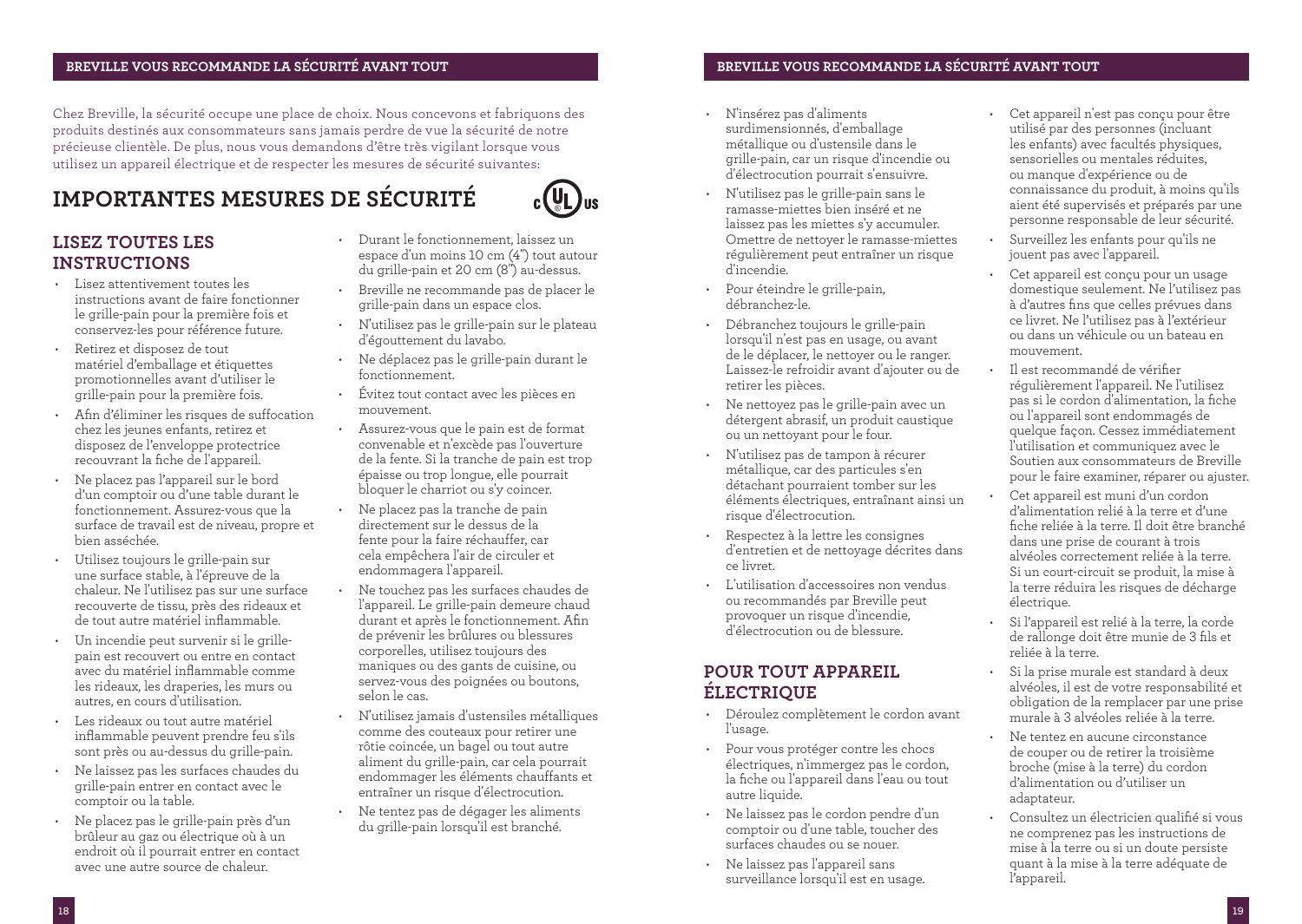Chez Breville, la sécurité occupe une place de choix. Nous concevons et fabriquons des produits destinés aux consommateurs sans jamais perdre de vue la sécurité de notre précieuse clientèle. De plus, nous vous demandons d'être très vigilant lorsque vous utilisez un appareil électrique et de respecter les mesures de sécurité suivantes:

# IMPORTANTES MESURES DE SÉCURITÉ

## LISEZ TOUTES LES INSTRUCTIONS

- Lisez attentivement toutes les instructions avant de faire fonctionner le grille-pain pour la première fois et conservez-les pour référence future.
- Retirez et disposez de tout matériel d'emballage et étiquettes promotionnelles avant d'utiliser le grille-pain pour la première fois.
- Afin d'éliminer les risques de suffocation chez les jeunes enfants, retirez et disposez de l'enveloppe protectrice recouvrant la fiche de l'appareil.
- Ne placez pas l'appareil sur le bord d'un comptoir ou d'une table durant le fonctionnement. Assurez-vous que la surface de travail est de niveau, propre et bien asséchée.
- Utilisez toujours le grille-pain sur une surface stable, à l'épreuve de la chaleur. Ne l'utilisez pas sur une surface recouverte de tissu, près des rideaux et de tout autre matériel inflammable.
- Un incendie peut survenir si le grille-pain est recouvert ou entre en contact avec du matériel inflammable comme les rideaux, les draperies, les murs ou autres, en cours d'utilisation.
- Les rideaux ou tout autre matériel inflammable peuvent prendre feu s'ils sont près ou au-dessus du grille-pain.
- Ne laissez pas les surfaces chaudes du grille-pain entrer en contact avec le comptoir ou la table.
- Ne placez pas le grille-pain près d'un brûleur au gaz ou électrique où à un endroit où il pourrait entrer en contact avec une autre source de chaleur.
- Durant le fonctionnement, laissez un espace d'un moins 10 cm (4") tout autour du grille-pain et 20 cm (8") au-dessus.
- Breville ne recommande pas de placer le grille-pain dans un espace clos.
- N'utilisez pas le grille-pain sur le plateau d'égouttement du lavabo.
- Ne déplacez pas le grille-pain durant le fonctionnement.
- Évitez tout contact avec les pièces en mouvement.
- Assurez-vous que le pain est de format convenable et n'excède pas l'ouverture de la fente. Si la tranche de pain est trop épaisse ou trop longue, elle pourrait bloquer le charriot ou s'y coincer.
- Ne placez pas la tranche de pain directement sur le dessus de la fente pour la faire réchauffer, car cela empêchera l'air de circuler et endommagera l'appareil.
- Ne touchez pas les surfaces chaudes de l'appareil. Le grille-pain demeure chaud durant et après le fonctionnement. Afin de prévenir les brûlures ou blessures corporelles, utilisez toujours des maniques ou des gants de cuisine, ou servez-vous des poignées ou boutons, selon le cas.
- N'utilisez jamais d'ustensiles métalliques comme des couteaux pour retirer une rôtie coincée, un bagel ou tout autre aliment du grille-pain, car cela pourrait endommager les éléments chauffants et entraîner un risque d'électrocution.
- Ne tentez pas de dégager les aliments du grille-pain lorsqu'il est branché.
- N'insérez pas d'aliments surdimensionnés, d'emballage métallique ou d'ustensile dans le grille-pain, car un risque d'incendie ou d'électrocution pourrait s'ensuivre.
- N'utilisez pas le grille-pain sans le ramasse-miettes bien inséré et ne laissez pas les miettes s'y accumuler. Omettre de nettoyer le ramasse-miettes régulièrement peut entraîner un risque d'incendie.
- Pour éteindre le grille-pain, débranchez-le.
- Débranchez toujours le grille-pain lorsqu'il n'est pas en usage, ou avant de le déplacer, le nettoyer ou le ranger. Laissez-le refroidir avant d'ajouter ou de retirer les pièces.
- Ne nettoyez pas le grille-pain avec un détergent abrasif, un produit caustique ou un nettoyant pour le four.
- N'utilisez pas de tampon à récurer métallique, car des particules s'en détachant pourraient tomber sur les éléments électriques, entraînant ainsi un risque d'électrocution.
- Respectez à la lettre les consignes d'entretien et de nettoyage décrites dans ce livret.
- L'utilisation d'accessoires non vendus ou recommandés par Breville peut provoquer un risque d'incendie, d'électrocution ou de blessure.

## POUR TOUT APPAREIL ÉLECTRIQUE

- Déroulez complètement le cordon avant l'usage.
- Pour vous protéger contre les chocs électriques, n'immergez pas le cordon, la fiche ou l'appareil dans l'eau ou tout autre liquide.
- Ne laissez pas le cordon pendre d'un comptoir ou d'une table, toucher des surfaces chaudes ou se nouer.
- Ne laissez pas l'appareil sans surveillance lorsqu'il est en usage.
- Cet appareil n'est pas conçu pour être utilisé par des personnes (incluant les enfants) avec facultés physiques, sensorielles ou mentales réduites, ou manque d'expérience ou de connaissance du produit, à moins qu'ils aient été supervisés et préparés par une personne responsable de leur sécurité.
- Surveillez les enfants pour qu'ils ne jouent pas avec l'appareil.
- Cet appareil est conçu pour un usage domestique seulement. Ne l'utilisez pas à d'autres fins que celles prévues dans ce livret. Ne l'utilisez pas à l'extérieur ou dans un véhicule ou un bateau en mouvement.
- Il est recommandé de vérifier régulièrement l'appareil. Ne l'utilisez pas si le cordon d'alimentation, la fiche ou l'appareil sont endommagés de quelque façon. Cessez immédiatement l'utilisation et communiquez avec le Soutien aux consommateurs de Breville pour le faire examiner, réparer ou ajuster.
- Cet appareil est muni d'un cordon d'alimentation relié à la terre et d'une fiche reliée à la terre. Il doit être branché dans une prise de courant à trois alvéoles correctement reliée à la terre. Si un court-circuit se produit, la mise à la terre réduira les risques de décharge électrique.
- Si l'appareil est relié à la terre, la corde de rallonge doit être munie de 3 fils et reliée à la terre.
- Si la prise murale est standard à deux alvéoles, il est de votre responsabilité et obligation de la remplacer par une prise murale à 3 alvéoles reliée à la terre.
- Ne tentez en aucune circonstance de couper ou de retirer la troisième broche (mise à la terre) du cordon d'alimentation ou d'utiliser un adaptateur.
- Consultez un électricien qualifié si vous ne comprenez pas les instructions de mise à la terre ou si un doute persiste quant à la mise à la terre adéquate de l'appareil.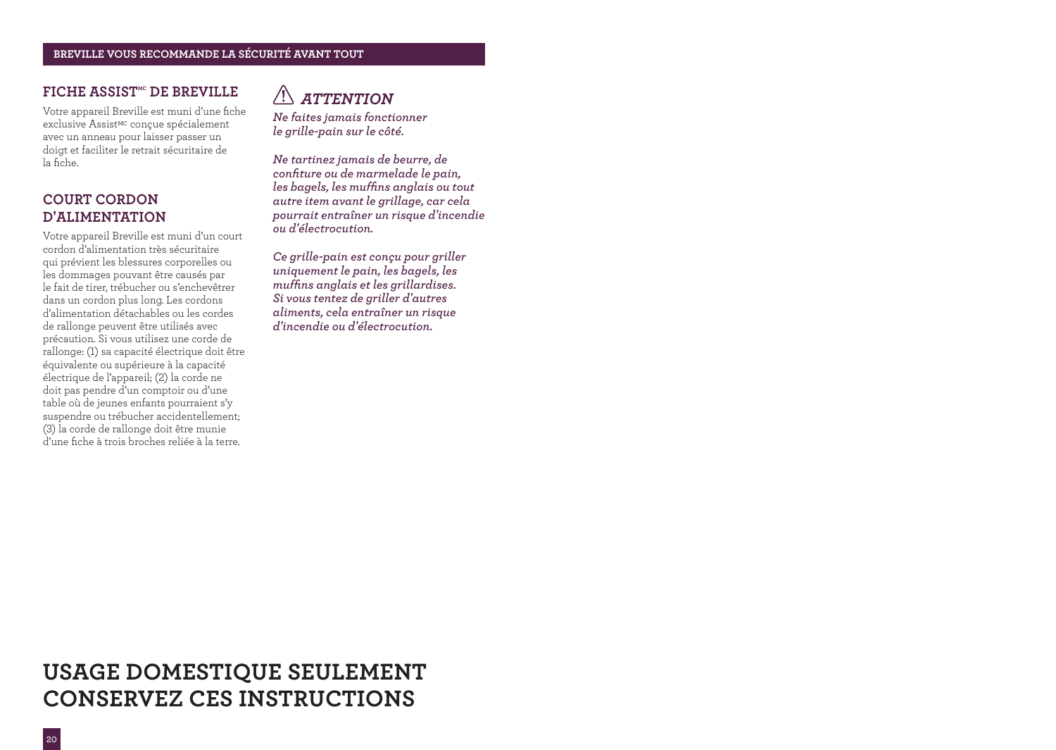## BREVILLE VOUS RECOMMANDE LA SÉCURITÉ AVANT TOUT

### FICHE ASSIST^MC DE BREVILLE

Votre appareil Breville est muni d'une fiche exclusive Assist^MC conçue spécialement avec un anneau pour laisser passer un doigt et faciliter le retrait sécuritaire de la fiche.

### COURT CORDON D'ALIMENTATION

Votre appareil Breville est muni d'un court cordon d'alimentation très sécuritaire qui prévient les blessures corporelles ou les dommages pouvant être causés par le fait de tirer, trébucher ou s'enchevêtrer dans un cordon plus long. Les cordons d'alimentation détachables ou les cordes de rallonge peuvent être utilisés avec précaution. Si vous utilisez une corde de rallonge: (1) sa capacité électrique doit être équivalente ou supérieure à la capacité électrique de l'appareil; (2) la corde ne doit pas pendre d'un comptoir ou d'une table où de jeunes enfants pourraient s'y suspendre ou trébucher accidentellement; (3) la corde de rallonge doit être munie d'une fiche à trois broches reliée à la terre.

### ⚠ *ATTENTION*

***Ne faites jamais fonctionner le grille-pain sur le côté.***

***Ne tartinez jamais de beurre, de confiture ou de marmelade le pain, les bagels, les muffins anglais ou tout autre item avant le grillage, car cela pourrait entraîner un risque d'incendie ou d'électrocution.***

***Ce grille-pain est conçu pour griller uniquement le pain, les bagels, les muffins anglais et les grillardises. Si vous tentez de griller d'autres aliments, cela entraîner un risque d'incendie ou d'électrocution.***

# USAGE DOMESTIQUE SEULEMENT
# CONSERVEZ CES INSTRUCTIONS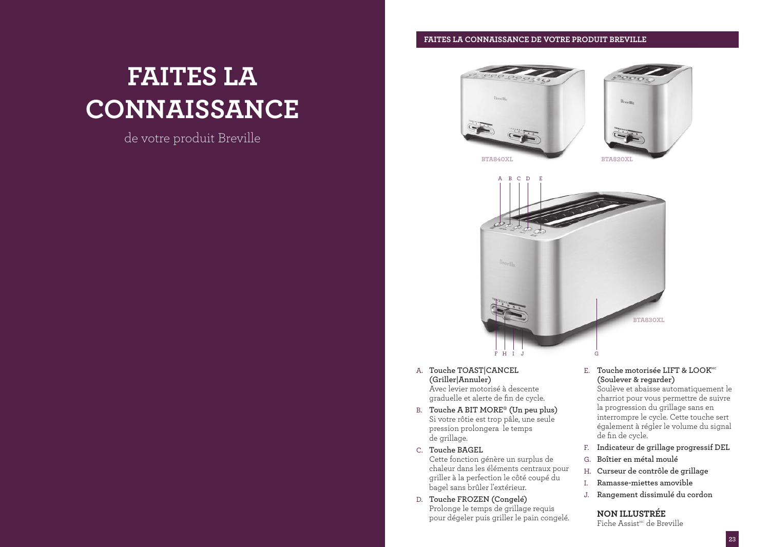# FAITES LA CONNAISSANCE

de votre produit Breville

## FAITES LA CONNAISSANCE DE VOTRE PRODUIT BREVILLE

BTA840XL

BTA820XL

BTA830XL

A. **Touche TOAST|CANCEL (Griller|Annuler)**
   Avec levier motorisé à descente graduelle et alerte de fin de cycle.

B. **Touche A BIT MORE® (Un peu plus)**
   Si votre rôtie est trop pâle, une seule pression prolongera le temps de grillage.

C. **Touche BAGEL**
   Cette fonction génère un surplus de chaleur dans les éléments centraux pour griller à la perfection le côté coupé du bagel sans brûler l'extérieur.

D. **Touche FROZEN (Congelé)**
   Prolonge le temps de grillage requis pour dégeler puis griller le pain congelé.

E. **Touche motorisée LIFT & LOOK^MC (Soulever & regarder)**
   Soulève et abaisse automatiquement le charriot pour vous permettre de suivre la progression du grillage sans en interrompre le cycle. Cette touche sert également à régler le volume du signal de fin de cycle.

F. **Indicateur de grillage progressif DEL**

G. **Boîtier en métal moulé**

H. **Curseur de contrôle de grillage**

I. **Ramasse-miettes amovible**

J. **Rangement dissimulé du cordon**

**NON ILLUSTRÉE**

Fiche Assist^MC de Breville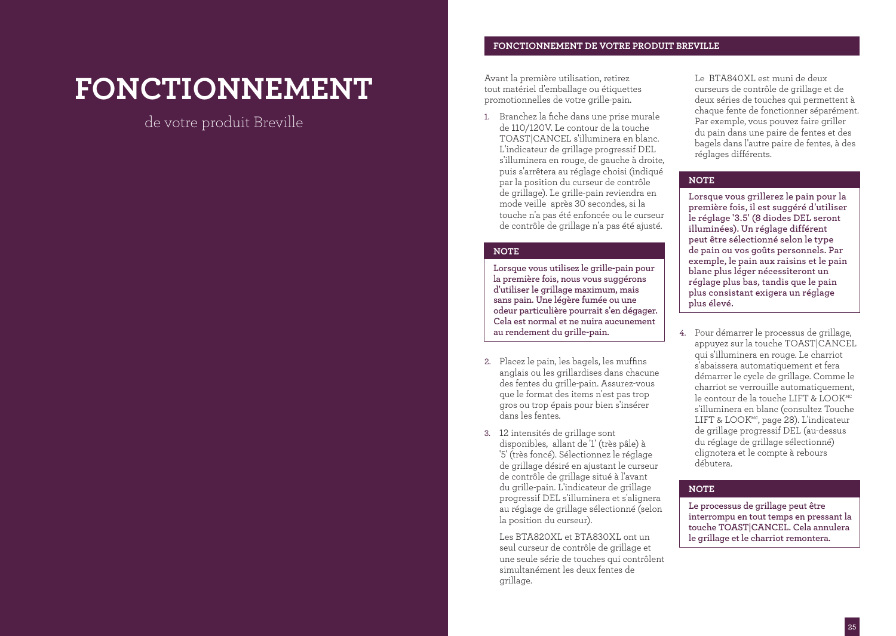# FONCTIONNEMENT

de votre produit Breville

## FONCTIONNEMENT DE VOTRE PRODUIT BREVILLE

Avant la première utilisation, retirez tout matériel d'emballage ou étiquettes promotionnelles de votre grille-pain.

1. Branchez la fiche dans une prise murale de 110/120V. Le contour de la touche TOAST|CANCEL s'illuminera en blanc. L'indicateur de grillage progressif DEL s'illuminera en rouge, de gauche à droite, puis s'arrêtera au réglage choisi (indiqué par la position du curseur de contrôle de grillage). Le grille-pain reviendra en mode veille après 30 secondes, si la touche n'a pas été enfoncée ou le curseur de contrôle de grillage n'a pas été ajusté.

**NOTE**

**Lorsque vous utilisez le grille-pain pour la première fois, nous vous suggérons d'utiliser le grillage maximum, mais sans pain. Une légère fumée ou une odeur particulière pourrait s'en dégager. Cela est normal et ne nuira aucunement au rendement du grille-pain.**

2. Placez le pain, les bagels, les muffins anglais ou les grillardises dans chacune des fentes du grille-pain. Assurez-vous que le format des items n'est pas trop gros ou trop épais pour bien s'insérer dans les fentes.

3. 12 intensités de grillage sont disponibles, allant de '1' (très pâle) à '5' (très foncé). Sélectionnez le réglage de grillage désiré en ajustant le curseur de contrôle de grillage situé à l'avant du grille-pain. L'indicateur de grillage progressif DEL s'illuminera et s'alignera au réglage de grillage sélectionné (selon la position du curseur).

   Les BTA820XL et BTA830XL ont un seul curseur de contrôle de grillage et une seule série de touches qui contrôlent simultanément les deux fentes de grillage.

   Le BTA840XL est muni de deux curseurs de contrôle de grillage et de deux séries de touches qui permettent à chaque fente de fonctionner séparément. Par exemple, vous pouvez faire griller du pain dans une paire de fentes et des bagels dans l'autre paire de fentes, à des réglages différents.

**NOTE**

**Lorsque vous grillerez le pain pour la première fois, il est suggéré d'utiliser le réglage '3.5' (8 diodes DEL seront illuminées). Un réglage différent peut être sélectionné selon le type de pain ou vos goûts personnels. Par exemple, le pain aux raisins et le pain blanc plus léger nécessiteront un réglage plus bas, tandis que le pain plus consistant exigera un réglage plus élevé.**

4. Pour démarrer le processus de grillage, appuyez sur la touche TOAST|CANCEL qui s'illuminera en rouge. Le charriot s'abaissera automatiquement et fera démarrer le cycle de grillage. Comme le charriot se verrouille automatiquement, le contour de la touche LIFT & LOOK[MC] s'illuminera en blanc (consultez Touche LIFT & LOOK[MC], page 28). L'indicateur de grillage progressif DEL (au-dessus du réglage de grillage sélectionné) clignotera et le compte à rebours débutera.

**NOTE**

**Le processus de grillage peut être interrompu en tout temps en pressant la touche TOAST|CANCEL. Cela annulera le grillage et le charriot remontera.**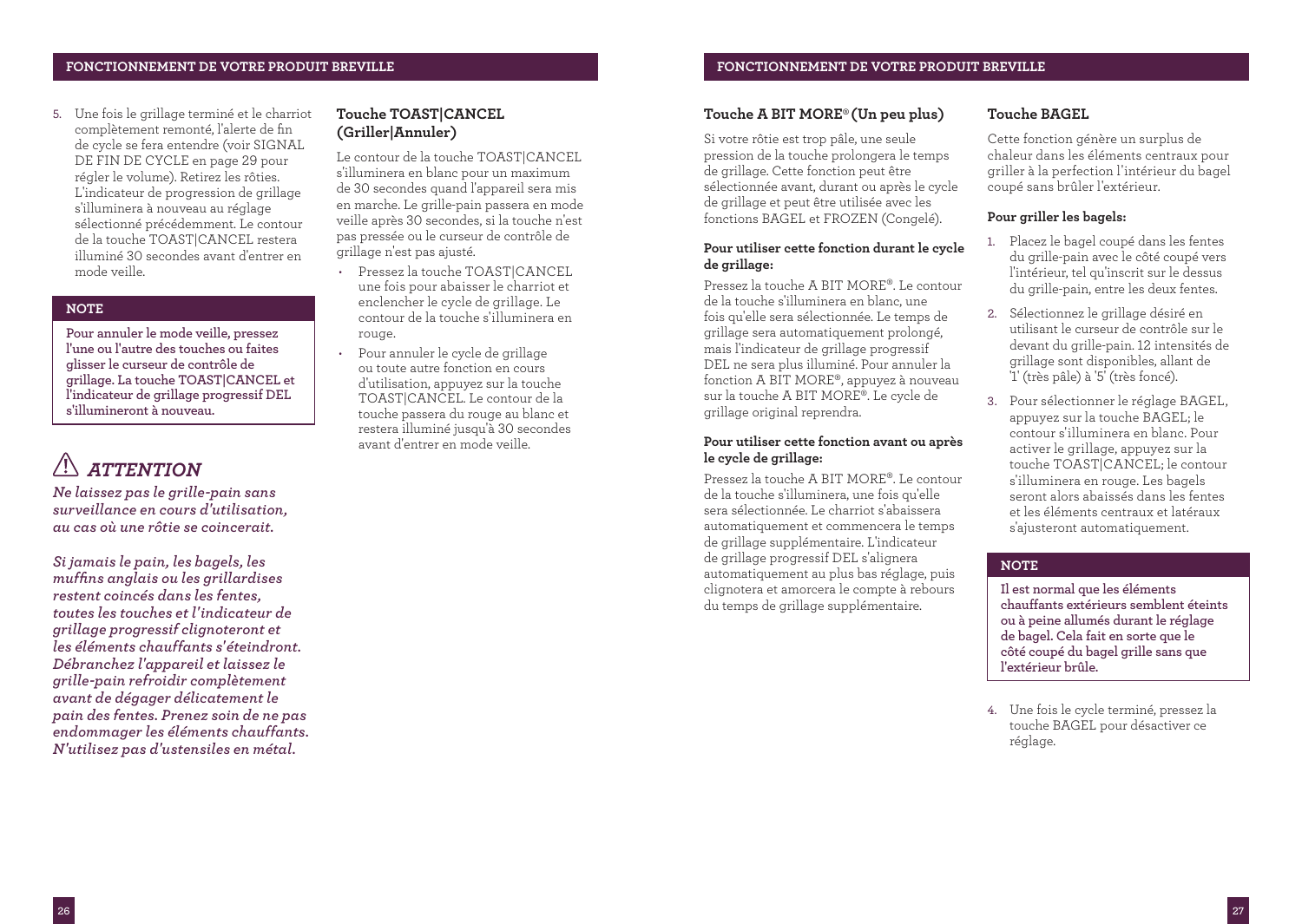5. Une fois le grillage terminé et le charriot complètement remonté, l'alerte de fin de cycle se fera entendre (voir SIGNAL DE FIN DE CYCLE en page 29 pour régler le volume). Retirez les rôties. L'indicateur de progression de grillage s'illuminera à nouveau au réglage sélectionné précédemment. Le contour de la touche TOAST|CANCEL restera illuminé 30 secondes avant d'entrer en mode veille.

**NOTE**

**Pour annuler le mode veille, pressez l'une ou l'autre des touches ou faites glisser le curseur de contrôle de grillage. La touche TOAST|CANCEL et l'indicateur de grillage progressif DEL s'illumineront à nouveau.**

### ⚠ *ATTENTION*

***Ne laissez pas le grille-pain sans surveillance en cours d'utilisation, au cas où une rôtie se coincerait.***

***Si jamais le pain, les bagels, les muffins anglais ou les grillardises restent coincés dans les fentes, toutes les touches et l'indicateur de grillage progressif clignoteront et les éléments chauffants s'éteindront. Débranchez l'appareil et laissez le grille-pain refroidir complètement avant de dégager délicatement le pain des fentes. Prenez soin de ne pas endommager les éléments chauffants. N'utilisez pas d'ustensiles en métal.***

### Touche TOAST|CANCEL (Griller|Annuler)

Le contour de la touche TOAST|CANCEL s'illuminera en blanc pour un maximum de 30 secondes quand l'appareil sera mis en marche. Le grille-pain passera en mode veille après 30 secondes, si la touche n'est pas pressée ou le curseur de contrôle de grillage n'est pas ajusté.

- Pressez la touche TOAST|CANCEL une fois pour abaisser le charriot et enclencher le cycle de grillage. Le contour de la touche s'illuminera en rouge.
- Pour annuler le cycle de grillage ou toute autre fonction en cours d'utilisation, appuyez sur la touche TOAST|CANCEL. Le contour de la touche passera du rouge au blanc et restera illuminé jusqu'à 30 secondes avant d'entrer en mode veille.

### Touche A BIT MORE® (Un peu plus)

Si votre rôtie est trop pâle, une seule pression de la touche prolongera le temps de grillage. Cette fonction peut être sélectionnée avant, durant ou après le cycle de grillage et peut être utilisée avec les fonctions BAGEL et FROZEN (Congelé).

**Pour utiliser cette fonction durant le cycle de grillage:**

Pressez la touche A BIT MORE®. Le contour de la touche s'illuminera en blanc, une fois qu'elle sera sélectionnée. Le temps de grillage sera automatiquement prolongé, mais l'indicateur de grillage progressif DEL ne sera plus illuminé. Pour annuler la fonction A BIT MORE®, appuyez à nouveau sur la touche A BIT MORE®. Le cycle de grillage original reprendra.

**Pour utiliser cette fonction avant ou après le cycle de grillage:**

Pressez la touche A BIT MORE®. Le contour de la touche s'illuminera, une fois qu'elle sera sélectionnée. Le charriot s'abaissera automatiquement et commencera le temps de grillage supplémentaire. L'indicateur de grillage progressif DEL s'alignera automatiquement au plus bas réglage, puis clignotera et amorcera le compte à rebours du temps de grillage supplémentaire.

### Touche BAGEL

Cette fonction génère un surplus de chaleur dans les éléments centraux pour griller à la perfection l'intérieur du bagel coupé sans brûler l'extérieur.

**Pour griller les bagels:**

1. Placez le bagel coupé dans les fentes du grille-pain avec le côté coupé vers l'intérieur, tel qu'inscrit sur le dessus du grille-pain, entre les deux fentes.
2. Sélectionnez le grillage désiré en utilisant le curseur de contrôle sur le devant du grille-pain. 12 intensités de grillage sont disponibles, allant de '1' (très pâle) à '5' (très foncé).
3. Pour sélectionner le réglage BAGEL, appuyez sur la touche BAGEL; le contour s'illuminera en blanc. Pour activer le grillage, appuyez sur la touche TOAST|CANCEL; le contour s'illuminera en rouge. Les bagels seront alors abaissés dans les fentes et les éléments centraux et latéraux s'ajusteront automatiquement.

**NOTE**

**Il est normal que les éléments chauffants extérieurs semblent éteints ou à peine allumés durant le réglage de bagel. Cela fait en sorte que le côté coupé du bagel grille sans que l'extérieur brûle.**

4. Une fois le cycle terminé, pressez la touche BAGEL pour désactiver ce réglage.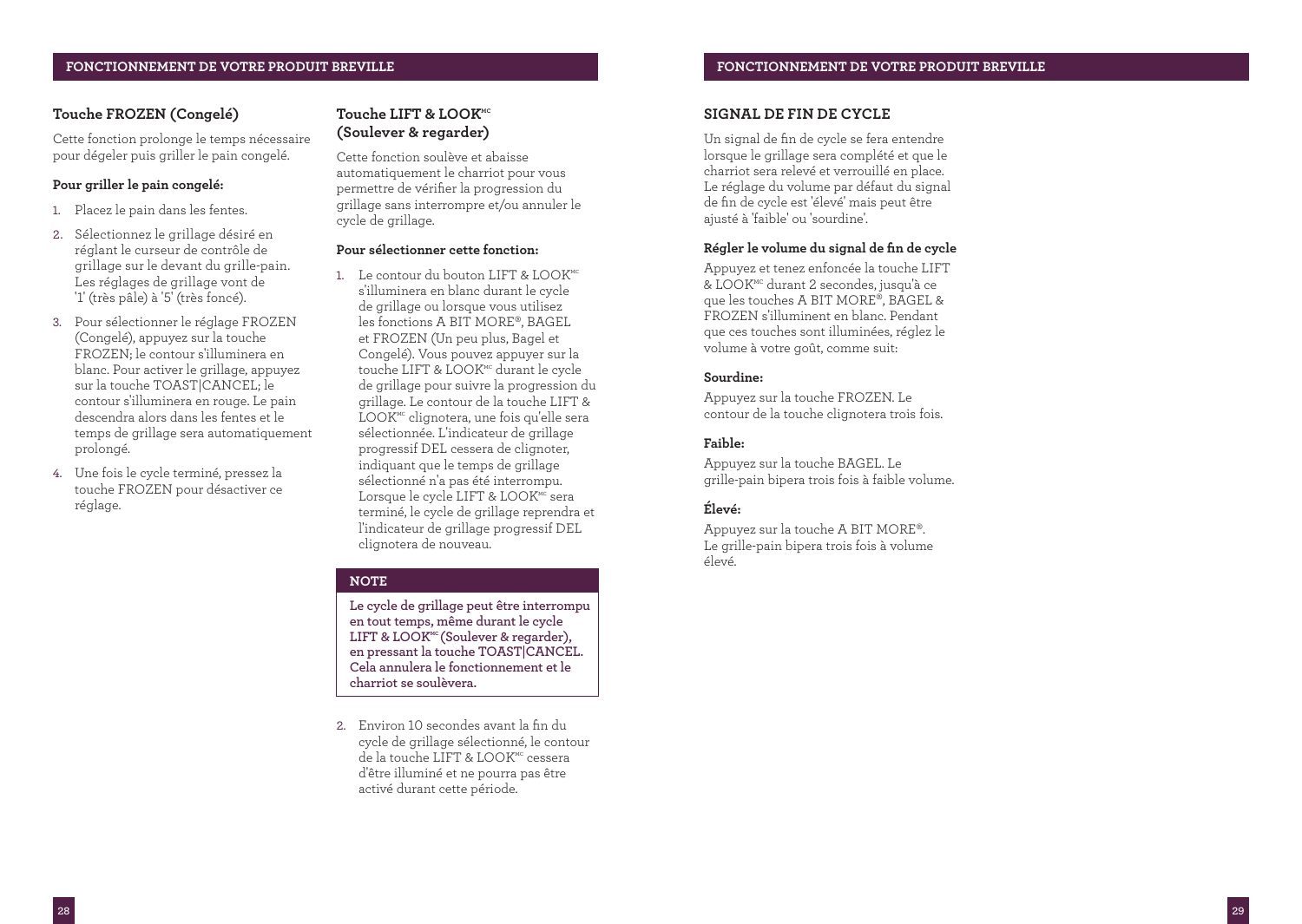## Touche FROZEN (Congelé)

Cette fonction prolonge le temps nécessaire pour dégeler puis griller le pain congelé.

**Pour griller le pain congelé:**

1. Placez le pain dans les fentes.
2. Sélectionnez le grillage désiré en réglant le curseur de contrôle de grillage sur le devant du grille-pain. Les réglages de grillage vont de '1' (très pâle) à '5' (très foncé).
3. Pour sélectionner le réglage FROZEN (Congelé), appuyez sur la touche FROZEN; le contour s'illuminera en blanc. Pour activer le grillage, appuyez sur la touche TOAST|CANCEL; le contour s'illuminera en rouge. Le pain descendra alors dans les fentes et le temps de grillage sera automatiquement prolongé.
4. Une fois le cycle terminé, pressez la touche FROZEN pour désactiver ce réglage.

## Touche LIFT & LOOK<sup>MC</sup> (Soulever & regarder)

Cette fonction soulève et abaisse automatiquement le charriot pour vous permettre de vérifier la progression du grillage sans interrompre et/ou annuler le cycle de grillage.

**Pour sélectionner cette fonction:**

1. Le contour du bouton LIFT & LOOK[MC] s'illuminera en blanc durant le cycle de grillage ou lorsque vous utilisez les fonctions A BIT MORE®, BAGEL et FROZEN (Un peu plus, Bagel et Congelé). Vous pouvez appuyer sur la touche LIFT & LOOK[MC] durant le cycle de grillage pour suivre la progression du grillage. Le contour de la touche LIFT & LOOK[MC] clignotera, une fois qu'elle sera sélectionnée. L'indicateur de grillage progressif DEL cessera de clignoter, indiquant que le temps de grillage sélectionné n'a pas été interrompu. Lorsque le cycle LIFT & LOOK[MC] sera terminé, le cycle de grillage reprendra et l'indicateur de grillage progressif DEL clignotera de nouveau.

**NOTE**

**Le cycle de grillage peut être interrompu en tout temps, même durant le cycle LIFT & LOOK[MC] (Soulever & regarder), en pressant la touche TOAST|CANCEL. Cela annulera le fonctionnement et le charriot se soulèvera.**

2. Environ 10 secondes avant la fin du cycle de grillage sélectionné, le contour de la touche LIFT & LOOK[MC] cessera d'être illuminé et ne pourra pas être activé durant cette période.

## SIGNAL DE FIN DE CYCLE

Un signal de fin de cycle se fera entendre lorsque le grillage sera complété et que le charriot sera relevé et verrouillé en place. Le réglage du volume par défaut du signal de fin de cycle est 'élevé' mais peut être ajusté à 'faible' ou 'sourdine'.

**Régler le volume du signal de fin de cycle**

Appuyez et tenez enfoncée la touche LIFT & LOOK[MC] durant 2 secondes, jusqu'à ce que les touches A BIT MORE®, BAGEL & FROZEN s'illuminent en blanc. Pendant que ces touches sont illuminées, réglez le volume à votre goût, comme suit:

**Sourdine:**

Appuyez sur la touche FROZEN. Le contour de la touche clignotera trois fois.

**Faible:**

Appuyez sur la touche BAGEL. Le grille-pain bipera trois fois à faible volume.

**Élevé:**

Appuyez sur la touche A BIT MORE®. Le grille-pain bipera trois fois à volume élevé.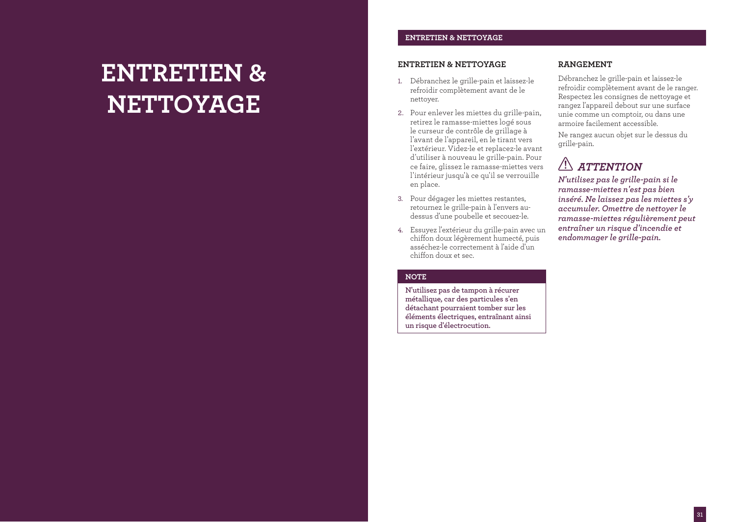# ENTRETIEN & NETTOYAGE

## ENTRETIEN & NETTOYAGE

1. Débranchez le grille-pain et laissez-le refroidir complètement avant de le nettoyer.
2. Pour enlever les miettes du grille-pain, retirez le ramasse-miettes logé sous le curseur de contrôle de grillage à l'avant de l'appareil, en le tirant vers l'extérieur. Videz-le et replacez-le avant d'utiliser à nouveau le grille-pain. Pour ce faire, glissez le ramasse-miettes vers l'intérieur jusqu'à ce qu'il se verrouille en place.
3. Pour dégager les miettes restantes, retournez le grille-pain à l'envers au-dessus d'une poubelle et secouez-le.
4. Essuyez l'extérieur du grille-pain avec un chiffon doux légèrement humecté, puis asséchez-le correctement à l'aide d'un chiffon doux et sec.

**NOTE**

**N'utilisez pas de tampon à récurer métallique, car des particules s'en détachant pourraient tomber sur les éléments électriques, entraînant ainsi un risque d'électrocution.**

## RANGEMENT

Débranchez le grille-pain et laissez-le refroidir complètement avant de le ranger. Respectez les consignes de nettoyage et rangez l'appareil debout sur une surface unie comme un comptoir, ou dans une armoire facilement accessible.

Ne rangez aucun objet sur le dessus du grille-pain.

### ⚠ *ATTENTION*

***N'utilisez pas le grille-pain si le ramasse-miettes n'est pas bien inséré. Ne laissez pas les miettes s'y accumuler. Omettre de nettoyer le ramasse-miettes régulièrement peut entraîner un risque d'incendie et endommager le grille-pain.***